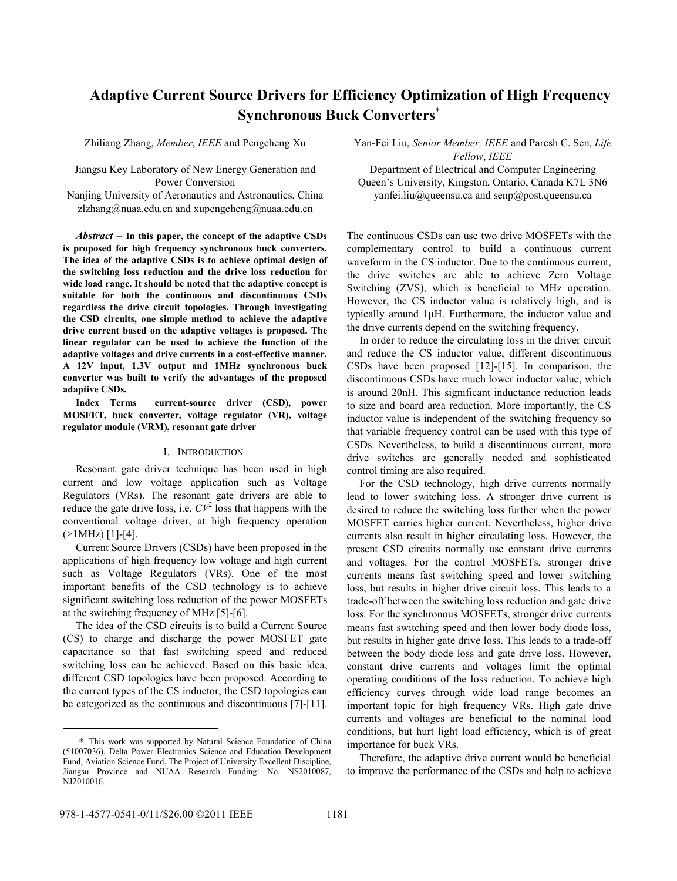# Adaptive Current Source Drivers for Efficiency Optimization of High Frequency Synchronous Buck Converters*

Zhiliang Zhang, *Member*, *IEEE* and Pengcheng Xu

Jiangsu Key Laboratory of New Energy Generation and Power Conversion
Nanjing University of Aeronautics and Astronautics, China
zlzhang@nuaa.edu.cn and xupengcheng@nuaa.edu.cn

Yan-Fei Liu, *Senior Member, IEEE* and Paresh C. Sen, *Life Fellow*, *IEEE*

Department of Electrical and Computer Engineering
Queen's University, Kingston, Ontario, Canada K7L 3N6
yanfei.liu@queensu.ca and senp@post.queensu.ca

***Abstract*** – **In this paper, the concept of the adaptive CSDs is proposed for high frequency synchronous buck converters. The idea of the adaptive CSDs is to achieve optimal design of the switching loss reduction and the drive loss reduction for wide load range. It should be noted that the adaptive concept is suitable for both the continuous and discontinuous CSDs regardless the drive circuit topologies. Through investigating the CSD circuits, one simple method to achieve the adaptive drive current based on the adaptive voltages is proposed. The linear regulator can be used to achieve the function of the adaptive voltages and drive currents in a cost-effective manner. A 12V input, 1.3V output and 1MHz synchronous buck converter was built to verify the advantages of the proposed adaptive CSDs.**

**Index Terms– current-source driver (CSD), power MOSFET, buck converter, voltage regulator (VR), voltage regulator module (VRM), resonant gate driver**

## I. INTRODUCTION

Resonant gate driver technique has been used in high current and low voltage application such as Voltage Regulators (VRs). The resonant gate drivers are able to reduce the gate drive loss, i.e. $CV^2$ loss that happens with the conventional voltage driver, at high frequency operation (>1MHz) [1]-[4].

Current Source Drivers (CSDs) have been proposed in the applications of high frequency low voltage and high current such as Voltage Regulators (VRs). One of the most important benefits of the CSD technology is to achieve significant switching loss reduction of the power MOSFETs at the switching frequency of MHz [5]-[6].

The idea of the CSD circuits is to build a Current Source (CS) to charge and discharge the power MOSFET gate capacitance so that fast switching speed and reduced switching loss can be achieved. Based on this basic idea, different CSD topologies have been proposed. According to the current types of the CS inductor, the CSD topologies can be categorized as the continuous and discontinuous [7]-[11]. The continuous CSDs can use two drive MOSFETs with the complementary control to build a continuous current waveform in the CS inductor. Due to the continuous current, the drive switches are able to achieve Zero Voltage Switching (ZVS), which is beneficial to MHz operation. However, the CS inductor value is relatively high, and is typically around 1μH. Furthermore, the inductor value and the drive currents depend on the switching frequency.

In order to reduce the circulating loss in the driver circuit and reduce the CS inductor value, different discontinuous CSDs have been proposed [12]-[15]. In comparison, the discontinuous CSDs have much lower inductor value, which is around 20nH. This significant inductance reduction leads to size and board area reduction. More importantly, the CS inductor value is independent of the switching frequency so that variable frequency control can be used with this type of CSDs. Nevertheless, to build a discontinuous current, more drive switches are generally needed and sophisticated control timing are also required.

For the CSD technology, high drive currents normally lead to lower switching loss. A stronger drive current is desired to reduce the switching loss further when the power MOSFET carries higher current. Nevertheless, higher drive currents also result in higher circulating loss. However, the present CSD circuits normally use constant drive currents and voltages. For the control MOSFETs, stronger drive currents means fast switching speed and lower switching loss, but results in higher drive circuit loss. This leads to a trade-off between the switching loss reduction and gate drive loss. For the synchronous MOSFETs, stronger drive currents means fast switching speed and then lower body diode loss, but results in higher gate drive loss. This leads to a trade-off between the body diode loss and gate drive loss. However, constant drive currents and voltages limit the optimal operating conditions of the loss reduction. To achieve high efficiency curves through wide load range becomes an important topic for high frequency VRs. High gate drive currents and voltages are beneficial to the nominal load conditions, but hurt light load efficiency, which is of great importance for buck VRs.

Therefore, the adaptive drive current would be beneficial to improve the performance of the CSDs and help to achieve

* This work was supported by Natural Science Foundation of China (51007036), Delta Power Electronics Science and Education Development Fund, Aviation Science Fund, The Project of University Excellent Discipline, Jiangsu Province and NUAA Research Funding: No. NS2010087, NJ2010016.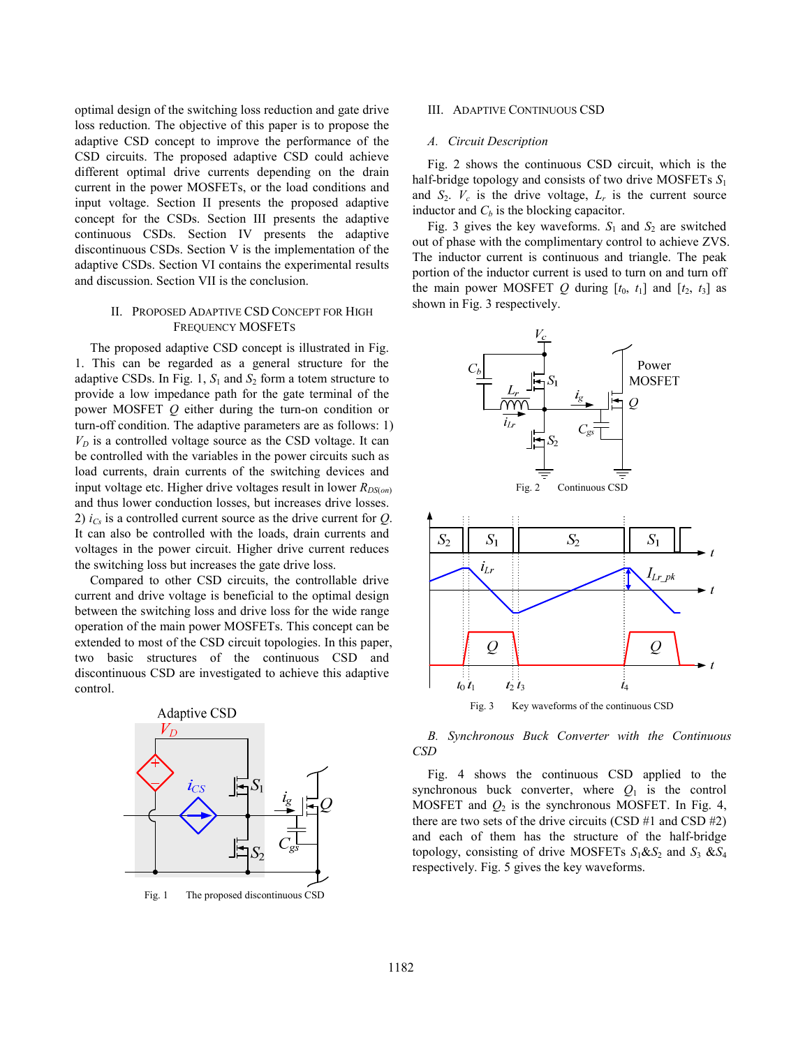optimal design of the switching loss reduction and gate drive loss reduction. The objective of this paper is to propose the adaptive CSD concept to improve the performance of the CSD circuits. The proposed adaptive CSD could achieve different optimal drive currents depending on the drain current in the power MOSFETs, or the load conditions and input voltage. Section II presents the proposed adaptive concept for the CSDs. Section III presents the adaptive continuous CSDs. Section IV presents the adaptive discontinuous CSDs. Section V is the implementation of the adaptive CSDs. Section VI contains the experimental results and discussion. Section VII is the conclusion.

## II. Proposed Adaptive CSD Concept for High Frequency MOSFETs

The proposed adaptive CSD concept is illustrated in Fig. 1. This can be regarded as a general structure for the adaptive CSDs. In Fig. 1, $S_1$ and $S_2$ form a totem structure to provide a low impedance path for the gate terminal of the power MOSFET $Q$ either during the turn-on condition or turn-off condition. The adaptive parameters are as follows: 1) $V_D$ is a controlled voltage source as the CSD voltage. It can be controlled with the variables in the power circuits such as load currents, drain currents of the switching devices and input voltage etc. Higher drive voltages result in lower $R_{DS(on)}$ and thus lower conduction losses, but increases drive losses. 2) $i_{Cs}$ is a controlled current source as the drive current for $Q$. It can also be controlled with the loads, drain currents and voltages in the power circuit. Higher drive current reduces the switching loss but increases the gate drive loss.

Compared to other CSD circuits, the controllable drive current and drive voltage is beneficial to the optimal design between the switching loss and drive loss for the wide range operation of the main power MOSFETs. This concept can be extended to most of the CSD circuit topologies. In this paper, two basic structures of the continuous CSD and discontinuous CSD are investigated to achieve this adaptive control.

Fig. 1 The proposed discontinuous CSD

## III. Adaptive Continuous CSD

### A. Circuit Description

Fig. 2 shows the continuous CSD circuit, which is the half-bridge topology and consists of two drive MOSFETs $S_1$ and $S_2$. $V_c$ is the drive voltage, $L_r$ is the current source inductor and $C_b$ is the blocking capacitor.

Fig. 3 gives the key waveforms. $S_1$ and $S_2$ are switched out of phase with the complimentary control to achieve ZVS. The inductor current is continuous and triangle. The peak portion of the inductor current is used to turn on and turn off the main power MOSFET $Q$ during [$t_0$, $t_1$] and [$t_2$, $t_3$] as shown in Fig. 3 respectively.

Fig. 2 Continuous CSD

Fig. 3 Key waveforms of the continuous CSD

### B. Synchronous Buck Converter with the Continuous CSD

Fig. 4 shows the continuous CSD applied to the synchronous buck converter, where $Q_1$ is the control MOSFET and $Q_2$ is the synchronous MOSFET. In Fig. 4, there are two sets of the drive circuits (CSD #1 and CSD #2) and each of them has the structure of the half-bridge topology, consisting of drive MOSFETs $S_1$&$S_2$ and $S_3$ &$S_4$ respectively. Fig. 5 gives the key waveforms.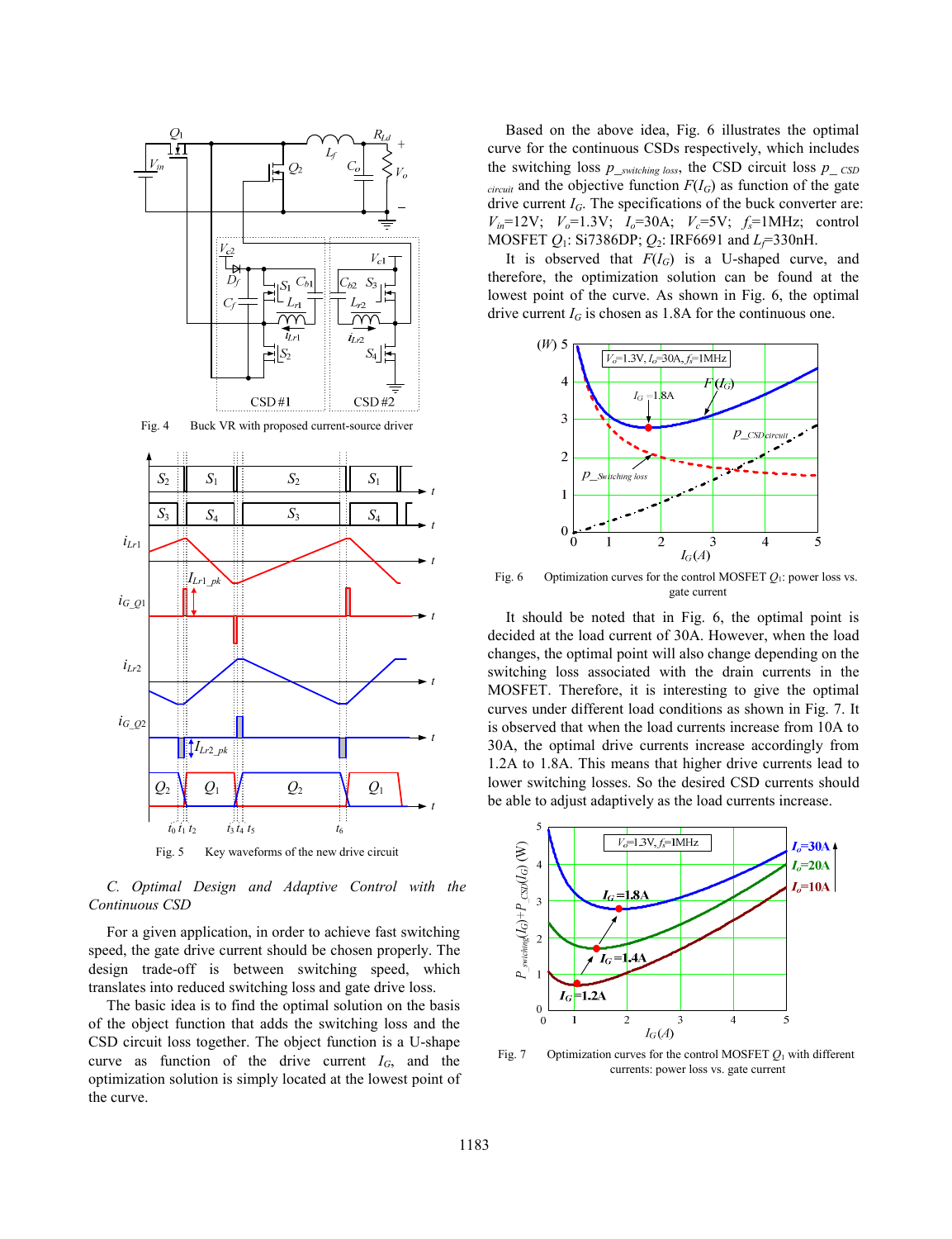Fig. 4 Buck VR with proposed current-source driver

Fig. 5 Key waveforms of the new drive circuit

### C. Optimal Design and Adaptive Control with the Continuous CSD

For a given application, in order to achieve fast switching speed, the gate drive current should be chosen properly. The design trade-off is between switching speed, which translates into reduced switching loss and gate drive loss.

The basic idea is to find the optimal solution on the basis of the object function that adds the switching loss and the CSD circuit loss together. The object function is a U-shape curve as function of the drive current $I_G$, and the optimization solution is simply located at the lowest point of the curve.

Based on the above idea, Fig. 6 illustrates the optimal curve for the continuous CSDs respectively, which includes the switching loss $p_{\_switching\ loss}$, the CSD circuit loss $p_{\_CSD\ circuit}$ and the objective function $F(I_G)$ as function of the gate drive current $I_G$. The specifications of the buck converter are: $V_{in}$=12V; $V_o$=1.3V; $I_o$=30A; $V_c$=5V; $f_s$=1MHz; control MOSFET $Q_1$: Si7386DP; $Q_2$: IRF6691 and $L_f$=330nH.

It is observed that $F(I_G)$ is a U-shaped curve, and therefore, the optimization solution can be found at the lowest point of the curve. As shown in Fig. 6, the optimal drive current $I_G$ is chosen as 1.8A for the continuous one.

Fig. 6 Optimization curves for the control MOSFET $Q_1$: power loss vs. gate current

It should be noted that in Fig. 6, the optimal point is decided at the load current of 30A. However, when the load changes, the optimal point will also change depending on the switching loss associated with the drain currents in the MOSFET. Therefore, it is interesting to give the optimal curves under different load conditions as shown in Fig. 7. It is observed that when the load currents increase from 10A to 30A, the optimal drive currents increase accordingly from 1.2A to 1.8A. This means that higher drive currents lead to lower switching losses. So the desired CSD currents should be able to adjust adaptively as the load currents increase.

Fig. 7 Optimization curves for the control MOSFET $Q_1$ with different currents: power loss vs. gate current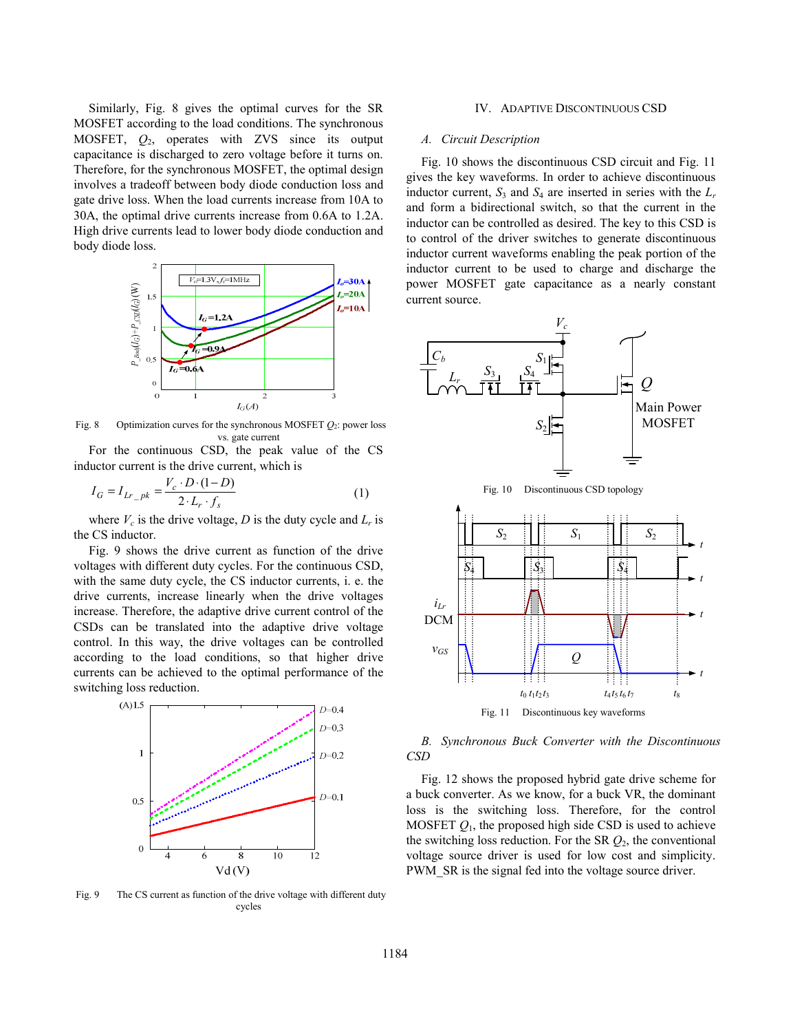Similarly, Fig. 8 gives the optimal curves for the SR MOSFET according to the load conditions. The synchronous MOSFET, $Q_2$, operates with ZVS since its output capacitance is discharged to zero voltage before it turns on. Therefore, for the synchronous MOSFET, the optimal design involves a tradeoff between body diode conduction loss and gate drive loss. When the load currents increase from 10A to 30A, the optimal drive currents increase from 0.6A to 1.2A. High drive currents lead to lower body diode conduction and body diode loss.

Fig. 8 Optimization curves for the synchronous MOSFET $Q_2$: power loss vs. gate current

For the continuous CSD, the peak value of the CS inductor current is the drive current, which is

$$I_G = I_{Lr\_pk} = \frac{V_c \cdot D \cdot (1-D)}{2 \cdot L_r \cdot f_s} \tag{1}$$

where $V_c$ is the drive voltage, $D$ is the duty cycle and $L_r$ is the CS inductor.

Fig. 9 shows the drive current as function of the drive voltages with different duty cycles. For the continuous CSD, with the same duty cycle, the CS inductor currents, i. e. the drive currents, increase linearly when the drive voltages increase. Therefore, the adaptive drive current control of the CSDs can be translated into the adaptive drive voltage control. In this way, the drive voltages can be controlled according to the load conditions, so that higher drive currents can be achieved to the optimal performance of the switching loss reduction.

Fig. 9 The CS current as function of the drive voltage with different duty cycles

## IV. Adaptive Discontinuous CSD

### A. Circuit Description

Fig. 10 shows the discontinuous CSD circuit and Fig. 11 gives the key waveforms. In order to achieve discontinuous inductor current, $S_3$ and $S_4$ are inserted in series with the $L_r$ and form a bidirectional switch, so that the current in the inductor can be controlled as desired. The key to this CSD is to control of the driver switches to generate discontinuous inductor current waveforms enabling the peak portion of the inductor current to be used to charge and discharge the power MOSFET gate capacitance as a nearly constant current source.

Fig. 10 Discontinuous CSD topology

Fig. 11 Discontinuous key waveforms

### B. Synchronous Buck Converter with the Discontinuous CSD

Fig. 12 shows the proposed hybrid gate drive scheme for a buck converter. As we know, for a buck VR, the dominant loss is the switching loss. Therefore, for the control MOSFET $Q_1$, the proposed high side CSD is used to achieve the switching loss reduction. For the SR $Q_2$, the conventional voltage source driver is used for low cost and simplicity. PWM_SR is the signal fed into the voltage source driver.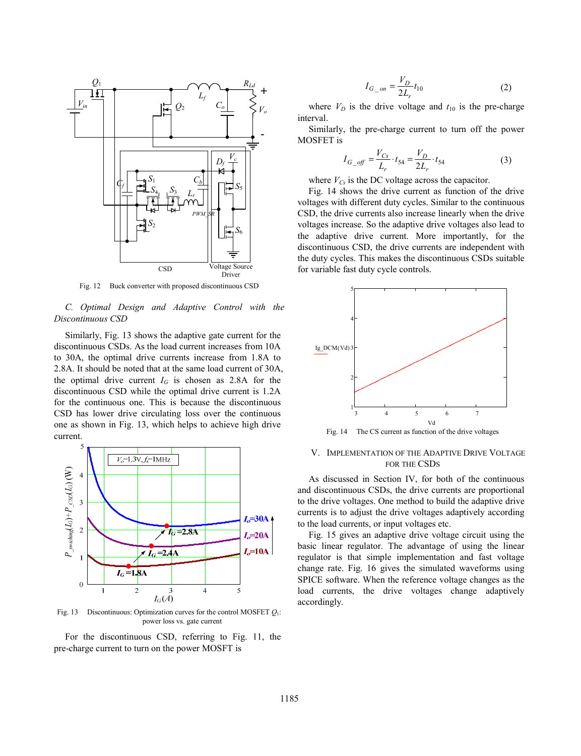Fig. 12 Buck converter with proposed discontinuous CSD

### C. Optimal Design and Adaptive Control with the Discontinuous CSD

Similarly, Fig. 13 shows the adaptive gate current for the discontinuous CSDs. As the load current increases from 10A to 30A, the optimal drive currents increase from 1.8A to 2.8A. It should be noted that at the same load current of 30A, the optimal drive current $I_G$ is chosen as 2.8A for the discontinuous CSD while the optimal drive current is 1.2A for the continuous one. This is because the discontinuous CSD has lower drive circulating loss over the continuous one as shown in Fig. 13, which helps to achieve high drive current.

Fig. 13 Discontinuous: Optimization curves for the control MOSFET $Q_1$: power loss vs. gate current

For the discontinuous CSD, referring to Fig. 11, the pre-charge current to turn on the power MOSFT is

$$I_{G\_on} = \frac{V_D}{2L_r} t_{10} \tag{2}$$

where $V_D$ is the drive voltage and $t_{10}$ is the pre-charge interval.

Similarly, the pre-charge current to turn off the power MOSFET is

$$I_{G\_off} = \frac{V_{Cs}}{L_r} \cdot t_{54} = \frac{V_D}{2L_r} \cdot t_{54} \tag{3}$$

where $V_{Cs}$ is the DC voltage across the capacitor.

Fig. 14 shows the drive current as function of the drive voltages with different duty cycles. Similar to the continuous CSD, the drive currents also increase linearly when the drive voltages increase. So the adaptive drive voltages also lead to the adaptive drive current. More importantly, for the discontinuous CSD, the drive currents are independent with the duty cycles. This makes the discontinuous CSDs suitable for variable fast duty cycle controls.

Fig. 14 The CS current as function of the drive voltages

## V. Implementation of the Adaptive Drive Voltage for the CSDs

As discussed in Section IV, for both of the continuous and discontinuous CSDs, the drive currents are proportional to the drive voltages. One method to build the adaptive drive currents is to adjust the drive voltages adaptively according to the load currents, or input voltages etc.

Fig. 15 gives an adaptive drive voltage circuit using the basic linear regulator. The advantage of using the linear regulator is that simple implementation and fast voltage change rate. Fig. 16 gives the simulated waveforms using SPICE software. When the reference voltage changes as the load currents, the drive voltages change adaptively accordingly.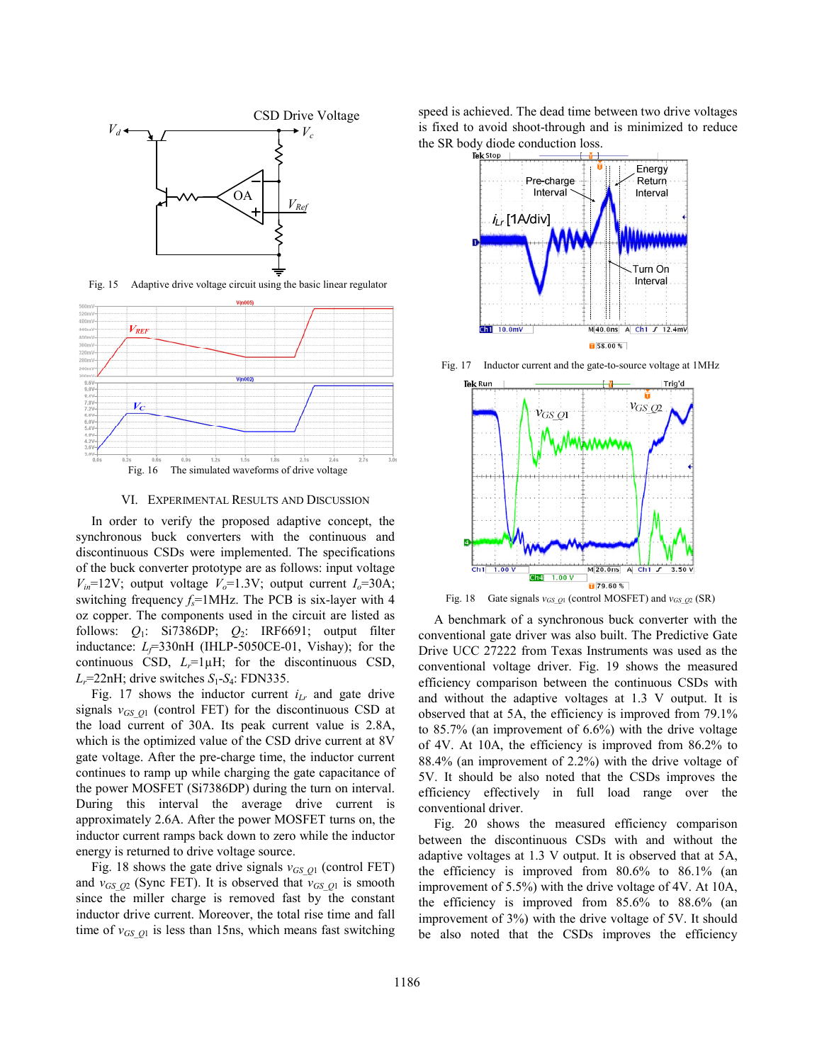Fig. 15 Adaptive drive voltage circuit using the basic linear regulator

Fig. 16 The simulated waveforms of drive voltage

## VI. Experimental Results and Discussion

In order to verify the proposed adaptive concept, the synchronous buck converters with the continuous and discontinuous CSDs were implemented. The specifications of the buck converter prototype are as follows: input voltage $V_{in}$=12V; output voltage $V_o$=1.3V; output current $I_o$=30A; switching frequency $f_s$=1MHz. The PCB is six-layer with 4 oz copper. The components used in the circuit are listed as follows: $Q_1$: Si7386DP; $Q_2$: IRF6691; output filter inductance: $L_f$=330nH (IHLP-5050CE-01, Vishay); for the continuous CSD, $L_r$=1μH; for the discontinuous CSD, $L_r$=22nH; drive switches $S_1$-$S_4$: FDN335.

Fig. 17 shows the inductor current $i_{Lr}$ and gate drive signals $v_{GS\_Q1}$ (control FET) for the discontinuous CSD at the load current of 30A. Its peak current value is 2.8A, which is the optimized value of the CSD drive current at 8V gate voltage. After the pre-charge time, the inductor current continues to ramp up while charging the gate capacitance of the power MOSFET (Si7386DP) during the turn on interval. During this interval the average drive current is approximately 2.6A. After the power MOSFET turns on, the inductor current ramps back down to zero while the inductor energy is returned to drive voltage source.

Fig. 18 shows the gate drive signals $v_{GS\_Q1}$ (control FET) and $v_{GS\_Q2}$ (Sync FET). It is observed that $v_{GS\_Q1}$ is smooth since the miller charge is removed fast by the constant inductor drive current. Moreover, the total rise time and fall time of $v_{GS\_Q1}$ is less than 15ns, which means fast switching speed is achieved. The dead time between two drive voltages is fixed to avoid shoot-through and is minimized to reduce the SR body diode conduction loss.

Fig. 17 Inductor current and the gate-to-source voltage at 1MHz

Fig. 18 Gate signals $v_{GS\_Q1}$ (control MOSFET) and $v_{GS\_Q2}$ (SR)

A benchmark of a synchronous buck converter with the conventional gate driver was also built. The Predictive Gate Drive UCC 27222 from Texas Instruments was used as the conventional voltage driver. Fig. 19 shows the measured efficiency comparison between the continuous CSDs with and without the adaptive voltages at 1.3 V output. It is observed that at 5A, the efficiency is improved from 79.1% to 85.7% (an improvement of 6.6%) with the drive voltage of 4V. At 10A, the efficiency is improved from 86.2% to 88.4% (an improvement of 2.2%) with the drive voltage of 5V. It should be also noted that the CSDs improves the efficiency effectively in full load range over the conventional driver.

Fig. 20 shows the measured efficiency comparison between the discontinuous CSDs with and without the adaptive voltages at 1.3 V output. It is observed that at 5A, the efficiency is improved from 80.6% to 86.1% (an improvement of 5.5%) with the drive voltage of 4V. At 10A, the efficiency is improved from 85.6% to 88.6% (an improvement of 3%) with the drive voltage of 5V. It should be also noted that the CSDs improves the efficiency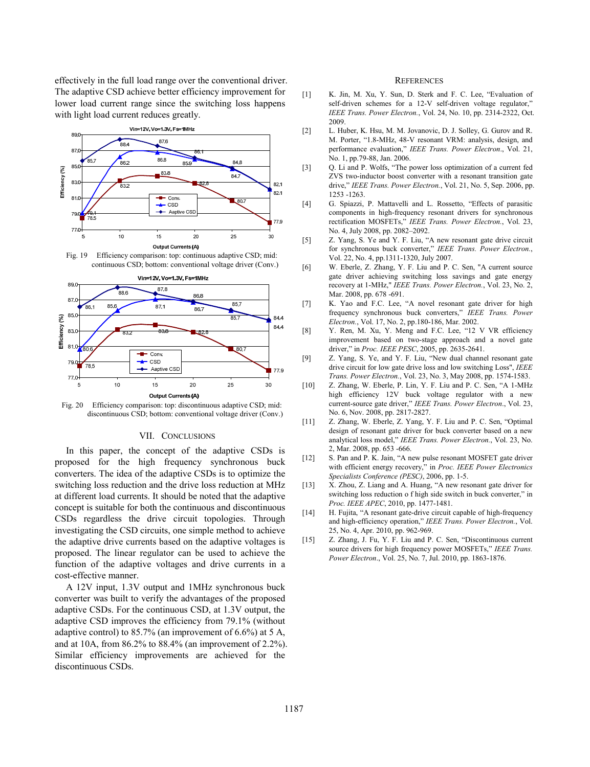effectively in the full load range over the conventional driver. The adaptive CSD achieve better efficiency improvement for lower load current range since the switching loss happens with light load current reduces greatly.

Vin=12V, Vo=1.3V, Fs=1MHz

Efficiency (%)

Output Currents (A)

Conv.
CSD
Aaptive CSD

88.4
87.6
86.1
85.7
86.2
86.8
85.9
84.8
84.7
83.8
83.2
82.8
82.1
82.1
80.7
79.1
78.5
77.9

Fig. 19 Efficiency comparison: top: continuous adaptive CSD; mid: continuous CSD; bottom: conventional voltage driver (Conv.)

Vin=12V, Vo=1.3V, Fs=1MHz

Efficiency (%)

Output Currents (A)

Conv.
CSD
Aaptive CSD

88.6
87.8
86.8
86.1
85.6
87.1
86.7
85.7
85.7
84.4
84.4
83.2
83.8
82.8
80.6
80.7
78.5
77.9

Fig. 20 Efficiency comparison: top: discontinuous adaptive CSD; mid: discontinuous CSD; bottom: conventional voltage driver (Conv.)

## VII. CONCLUSIONS

In this paper, the concept of the adaptive CSDs is proposed for the high frequency synchronous buck converters. The idea of the adaptive CSDs is to optimize the switching loss reduction and the drive loss reduction at MHz at different load currents. It should be noted that the adaptive concept is suitable for both the continuous and discontinuous CSDs regardless the drive circuit topologies. Through investigating the CSD circuits, one simple method to achieve the adaptive drive currents based on the adaptive voltages is proposed. The linear regulator can be used to achieve the function of the adaptive voltages and drive currents in a cost-effective manner.

A 12V input, 1.3V output and 1MHz synchronous buck converter was built to verify the advantages of the proposed adaptive CSDs. For the continuous CSD, at 1.3V output, the adaptive CSD improves the efficiency from 79.1% (without adaptive control) to 85.7% (an improvement of 6.6%) at 5 A, and at 10A, from 86.2% to 88.4% (an improvement of 2.2%). Similar efficiency improvements are achieved for the discontinuous CSDs.

## REFERENCES

[1] K. Jin, M. Xu, Y. Sun, D. Sterk and F. C. Lee, "Evaluation of self-driven schemes for a 12-V self-driven voltage regulator," *IEEE Trans. Power Electron.*, Vol. 24, No. 10, pp. 2314-2322, Oct. 2009.

[2] L. Huber, K. Hsu, M. M. Jovanovic, D. J. Solley, G. Gurov and R. M. Porter, "1.8-MHz, 48-V resonant VRM: analysis, design, and performance evaluation," *IEEE Trans. Power Electron*., Vol. 21, No. 1, pp.79-88, Jan. 2006.

[3] Q. Li and P. Wolfs, "The power loss optimization of a current fed ZVS two-inductor boost converter with a resonant transition gate drive," *IEEE Trans. Power Electron.*, Vol. 21, No. 5, Sep. 2006, pp. 1253 -1263.

[4] G. Spiazzi, P. Mattavelli and L. Rossetto, "Effects of parasitic components in high-frequency resonant drivers for synchronous rectification MOSFETs," *IEEE Trans. Power Electron.*, Vol. 23, No. 4, July 2008, pp. 2082–2092.

[5] Z. Yang, S. Ye and Y. F. Liu, "A new resonant gate drive circuit for synchronous buck converter," *IEEE Trans. Power Electron.*, Vol. 22, No. 4, pp.1311-1320, July 2007.

[6] W. Eberle, Z. Zhang, Y. F. Liu and P. C. Sen, "A current source gate driver achieving switching loss savings and gate energy recovery at 1-MHz," *IEEE Trans. Power Electron.*, Vol. 23, No. 2, Mar. 2008, pp. 678 -691.

[7] K. Yao and F.C. Lee, "A novel resonant gate driver for high frequency synchronous buck converters," *IEEE Trans. Power Electron.*, Vol. 17, No. 2, pp.180-186, Mar. 2002.

[8] Y. Ren, M. Xu, Y. Meng and F.C. Lee, "12 V VR efficiency improvement based on two-stage approach and a novel gate driver," in *Proc. IEEE PESC*, 2005, pp. 2635-2641.

[9] Z. Yang, S. Ye, and Y. F. Liu, "New dual channel resonant gate drive circuit for low gate drive loss and low switching Loss", *IEEE Trans. Power Electron.*, Vol. 23, No. 3, May 2008, pp. 1574-1583.

[10] Z. Zhang, W. Eberle, P. Lin, Y. F. Liu and P. C. Sen, "A 1-MHz high efficiency 12V buck voltage regulator with a new current-source gate driver," *IEEE Trans. Power Electron*., Vol. 23, No. 6, Nov. 2008, pp. 2817-2827.

[11] Z. Zhang, W. Eberle, Z. Yang, Y. F. Liu and P. C. Sen, "Optimal design of resonant gate driver for buck converter based on a new analytical loss model," *IEEE Trans. Power Electron.*, Vol. 23, No. 2, Mar. 2008, pp. 653 -666.

[12] S. Pan and P. K. Jain, "A new pulse resonant MOSFET gate driver with efficient energy recovery," in *Proc. IEEE Power Electronics Specialists Conference (PESC)*, 2006, pp. 1-5.

[13] X. Zhou, Z. Liang and A. Huang, "A new resonant gate driver for switching loss reduction o f high side switch in buck converter," in *Proc. IEEE APEC*, 2010, pp. 1477-1481.

[14] H. Fujita, "A resonant gate-drive circuit capable of high-frequency and high-efficiency operation," *IEEE Trans. Power Electron.*, Vol. 25, No. 4, Apr. 2010, pp. 962-969.

[15] Z. Zhang, J. Fu, Y. F. Liu and P. C. Sen, "Discontinuous current source drivers for high frequency power MOSFETs," *IEEE Trans. Power Electron*., Vol. 25, No. 7, Jul. 2010, pp. 1863-1876.